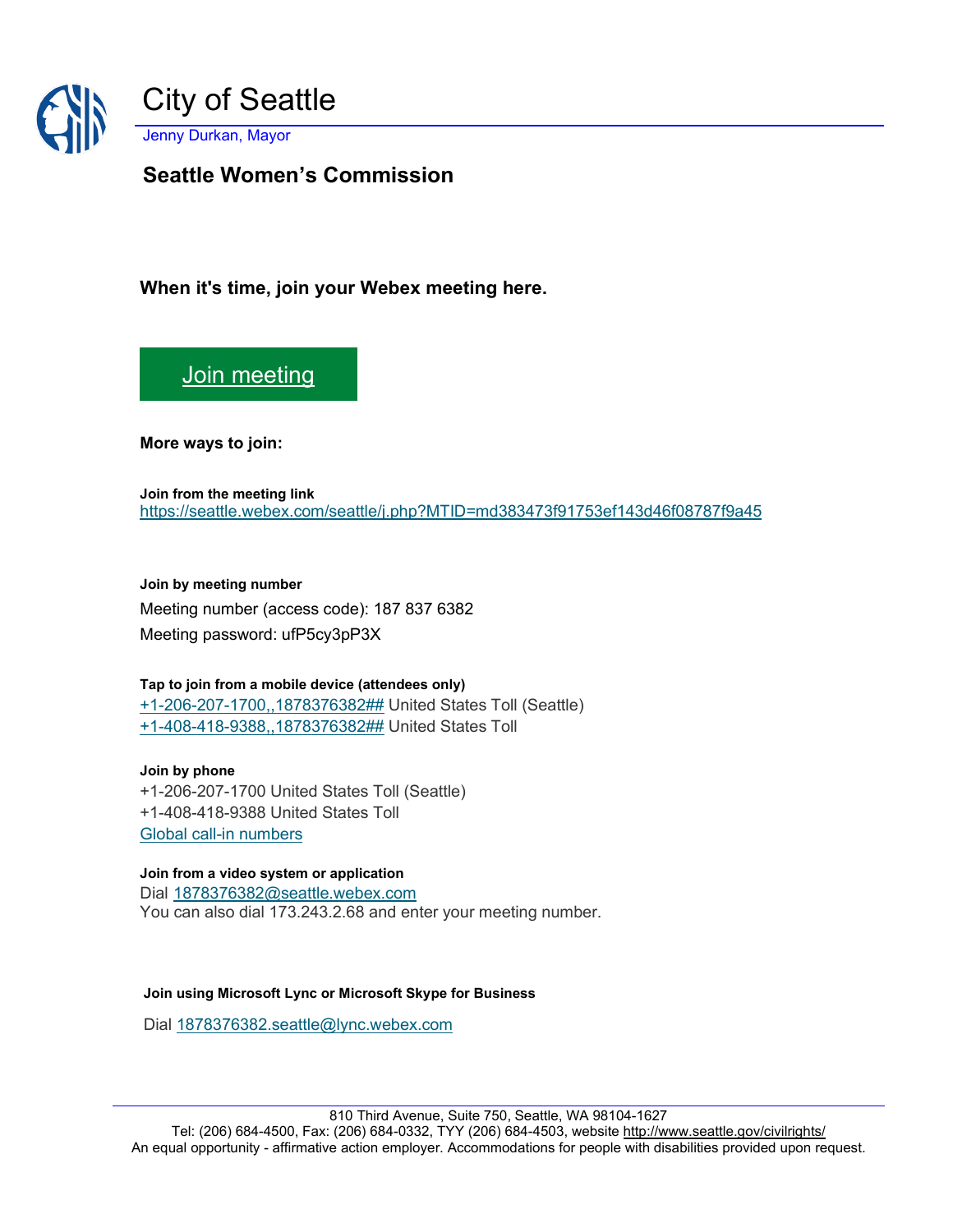# City of Seattle

Jenny Durkan, Mayor

## Seattle Women's Commission

**When it's time, join your Webex meeting here.**

Join meeting

**More ways to join:**

**Join from the meeting link**
https://seattle.webex.com/seattle/j.php?MTID=md383473f91753ef143d46f08787f9a45

**Join by meeting number**

Meeting number (access code): 187 837 6382

Meeting password: ufP5cy3pP3X

**Tap to join from a mobile device (attendees only)**
+1-206-207-1700,,1878376382## United States Toll (Seattle)
+1-408-418-9388,,1878376382## United States Toll

**Join by phone**
+1-206-207-1700 United States Toll (Seattle)
+1-408-418-9388 United States Toll
Global call-in numbers

**Join from a video system or application**
Dial 1878376382@seattle.webex.com
You can also dial 173.243.2.68 and enter your meeting number.

**Join using Microsoft Lync or Microsoft Skype for Business**

Dial 1878376382.seattle@lync.webex.com

810 Third Avenue, Suite 750, Seattle, WA 98104-1627
Tel: (206) 684-4500, Fax: (206) 684-0332, TYY (206) 684-4503, website http://www.seattle.gov/civilrights/
An equal opportunity - affirmative action employer. Accommodations for people with disabilities provided upon request.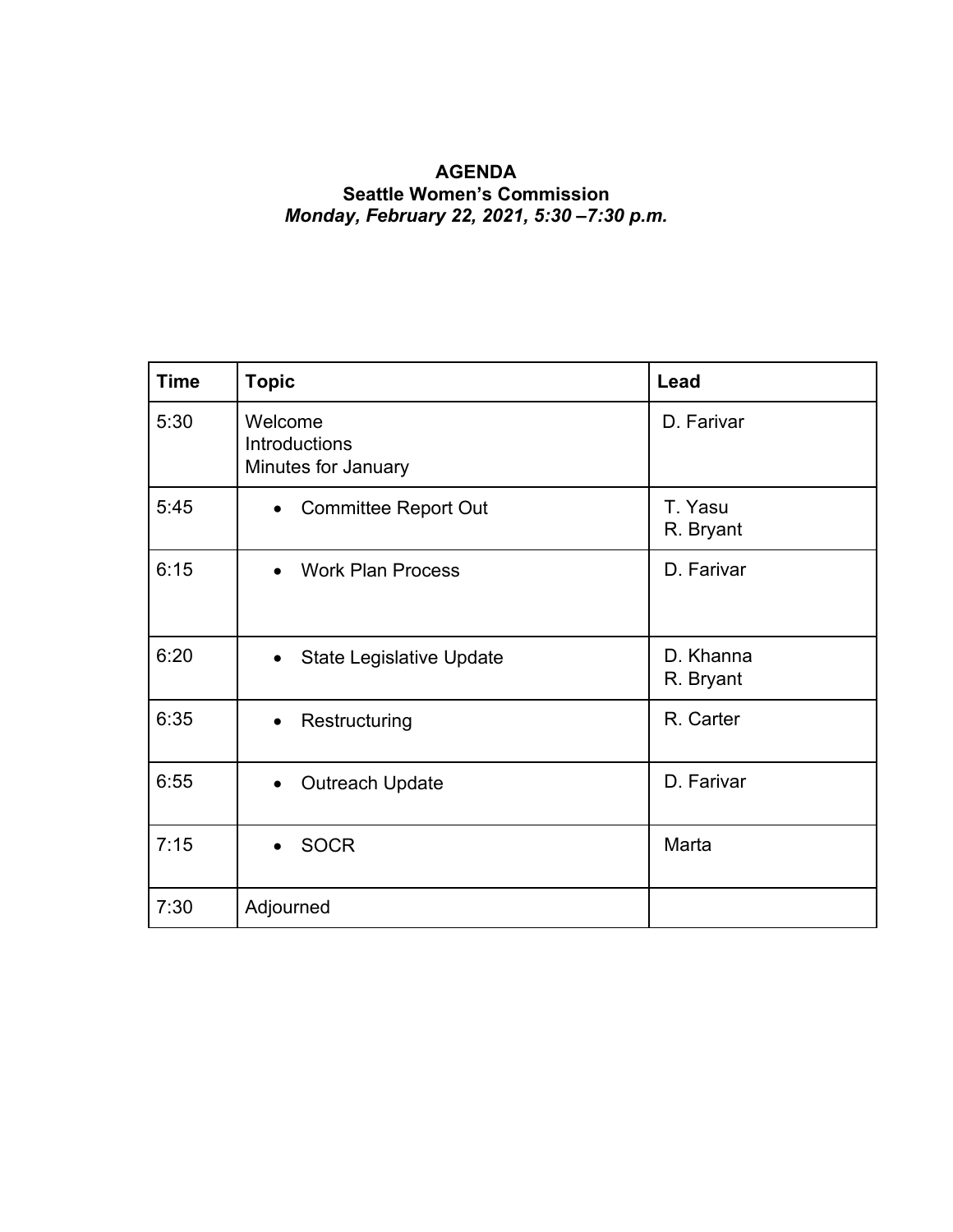**AGENDA**
**Seattle Women's Commission**
***Monday, February 22, 2021, 5:30 –7:30 p.m.***

| Time | Topic | Lead |
|---|---|---|
| 5:30 | Welcome<br>Introductions<br>Minutes for January | D. Farivar |
| 5:45 | • Committee Report Out | T. Yasu<br>R. Bryant |
| 6:15 | • Work Plan Process | D. Farivar |
| 6:20 | • State Legislative Update | D. Khanna<br>R. Bryant |
| 6:35 | • Restructuring | R. Carter |
| 6:55 | • Outreach Update | D. Farivar |
| 7:15 | • SOCR | Marta |
| 7:30 | Adjourned | |